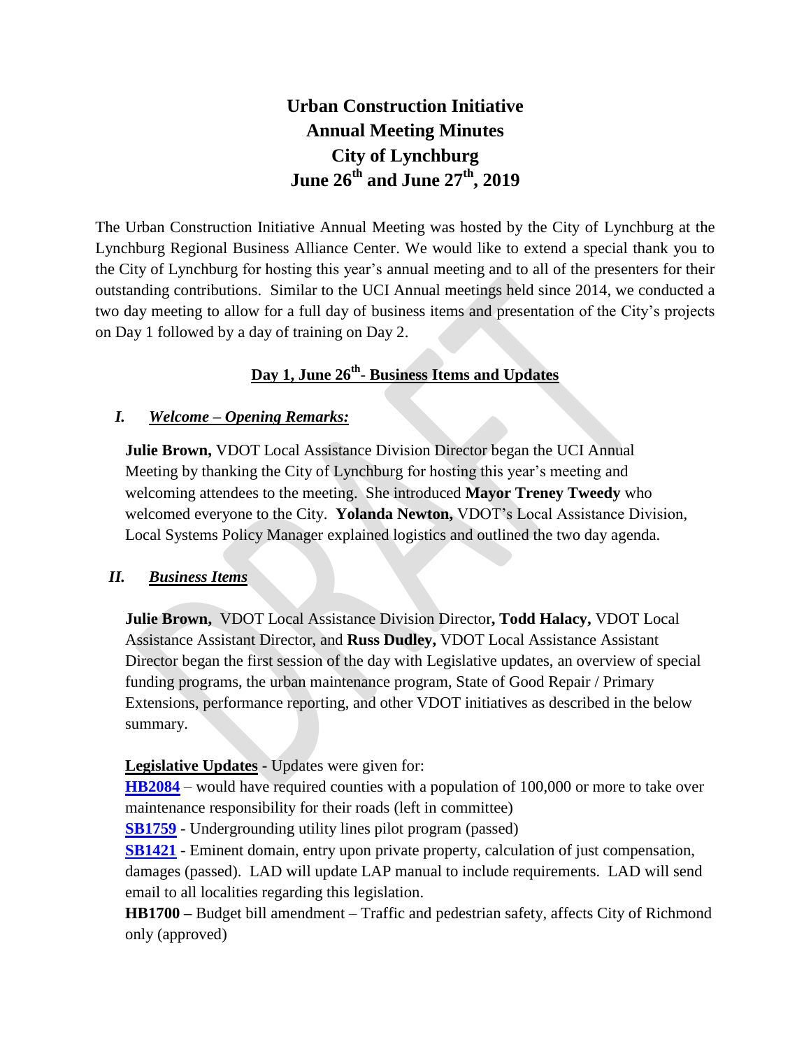# Urban Construction Initiative
# Annual Meeting Minutes
# City of Lynchburg
# June 26th and June 27th, 2019

The Urban Construction Initiative Annual Meeting was hosted by the City of Lynchburg at the Lynchburg Regional Business Alliance Center. We would like to extend a special thank you to the City of Lynchburg for hosting this year's annual meeting and to all of the presenters for their outstanding contributions. Similar to the UCI Annual meetings held since 2014, we conducted a two day meeting to allow for a full day of business items and presentation of the City's projects on Day 1 followed by a day of training on Day 2.

## Day 1, June 26th- Business Items and Updates

### I. *Welcome – Opening Remarks:*

**Julie Brown,** VDOT Local Assistance Division Director began the UCI Annual Meeting by thanking the City of Lynchburg for hosting this year's meeting and welcoming attendees to the meeting. She introduced **Mayor Treney Tweedy** who welcomed everyone to the City. **Yolanda Newton,** VDOT's Local Assistance Division, Local Systems Policy Manager explained logistics and outlined the two day agenda.

### II. *Business Items*

**Julie Brown,** VDOT Local Assistance Division Director**, Todd Halacy,** VDOT Local Assistance Assistant Director, and **Russ Dudley,** VDOT Local Assistance Assistant Director began the first session of the day with Legislative updates, an overview of special funding programs, the urban maintenance program, State of Good Repair / Primary Extensions, performance reporting, and other VDOT initiatives as described in the below summary.

**Legislative Updates** - Updates were given for:

**HB2084** – would have required counties with a population of 100,000 or more to take over maintenance responsibility for their roads (left in committee)

**SB1759** - Undergrounding utility lines pilot program (passed)

**SB1421** - Eminent domain, entry upon private property, calculation of just compensation, damages (passed). LAD will update LAP manual to include requirements. LAD will send email to all localities regarding this legislation.

**HB1700 –** Budget bill amendment – Traffic and pedestrian safety, affects City of Richmond only (approved)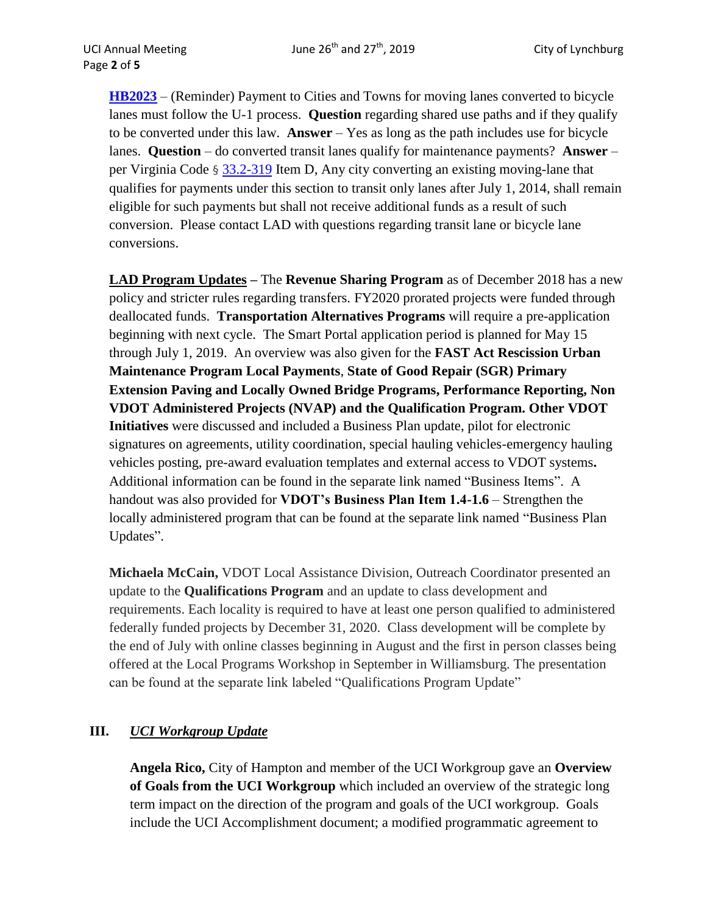**HB2023** – (Reminder) Payment to Cities and Towns for moving lanes converted to bicycle lanes must follow the U-1 process. **Question** regarding shared use paths and if they qualify to be converted under this law. **Answer** – Yes as long as the path includes use for bicycle lanes. **Question** – do converted transit lanes qualify for maintenance payments? **Answer** – per Virginia Code § 33.2-319 Item D, Any city converting an existing moving-lane that qualifies for payments under this section to transit only lanes after July 1, 2014, shall remain eligible for such payments but shall not receive additional funds as a result of such conversion. Please contact LAD with questions regarding transit lane or bicycle lane conversions.

**LAD Program Updates** – The **Revenue Sharing Program** as of December 2018 has a new policy and stricter rules regarding transfers. FY2020 prorated projects were funded through deallocated funds. **Transportation Alternatives Programs** will require a pre-application beginning with next cycle. The Smart Portal application period is planned for May 15 through July 1, 2019. An overview was also given for the **FAST Act Rescission Urban Maintenance Program Local Payments**, **State of Good Repair (SGR) Primary Extension Paving and Locally Owned Bridge Programs, Performance Reporting, Non VDOT Administered Projects (NVAP) and the Qualification Program. Other VDOT Initiatives** were discussed and included a Business Plan update, pilot for electronic signatures on agreements, utility coordination, special hauling vehicles-emergency hauling vehicles posting, pre-award evaluation templates and external access to VDOT systems**.** Additional information can be found in the separate link named "Business Items". A handout was also provided for **VDOT's Business Plan Item 1.4-1.6** – Strengthen the locally administered program that can be found at the separate link named "Business Plan Updates".

**Michaela McCain,** VDOT Local Assistance Division, Outreach Coordinator presented an update to the **Qualifications Program** and an update to class development and requirements. Each locality is required to have at least one person qualified to administered federally funded projects by December 31, 2020. Class development will be complete by the end of July with online classes beginning in August and the first in person classes being offered at the Local Programs Workshop in September in Williamsburg. The presentation can be found at the separate link labeled "Qualifications Program Update"

## III. *UCI Workgroup Update*

**Angela Rico,** City of Hampton and member of the UCI Workgroup gave an **Overview of Goals from the UCI Workgroup** which included an overview of the strategic long term impact on the direction of the program and goals of the UCI workgroup. Goals include the UCI Accomplishment document; a modified programmatic agreement to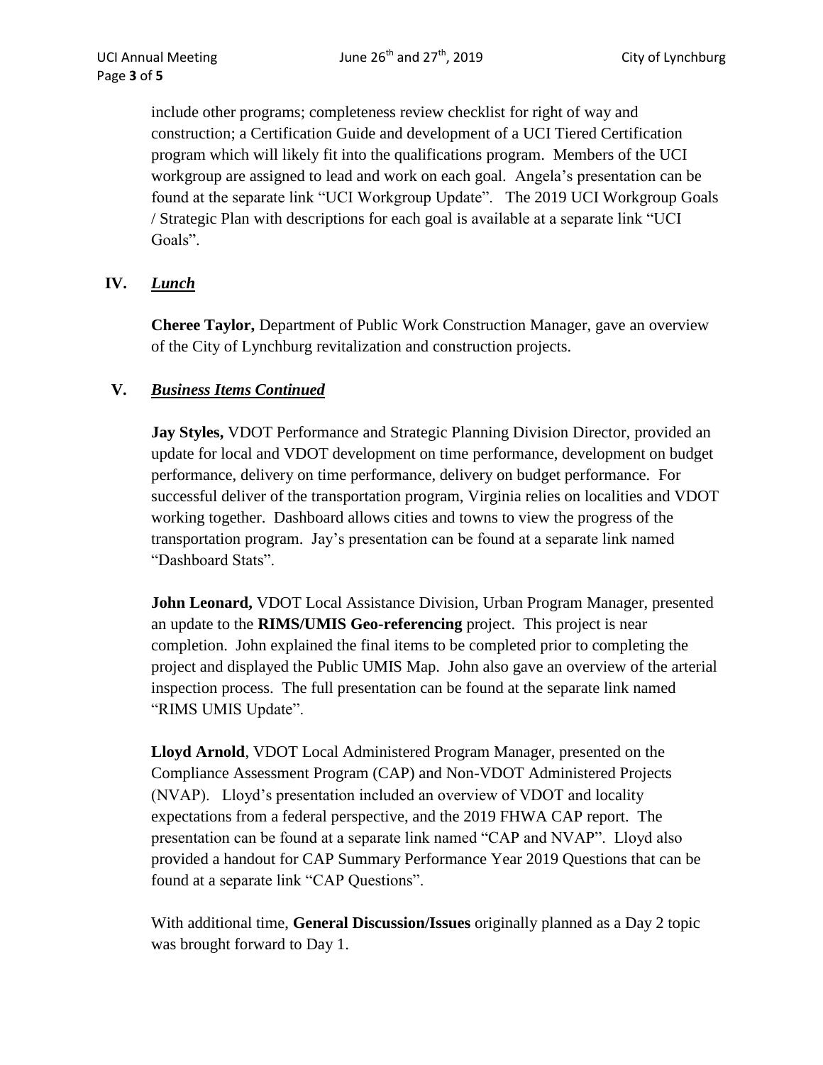include other programs; completeness review checklist for right of way and construction; a Certification Guide and development of a UCI Tiered Certification program which will likely fit into the qualifications program. Members of the UCI workgroup are assigned to lead and work on each goal. Angela's presentation can be found at the separate link "UCI Workgroup Update". The 2019 UCI Workgroup Goals / Strategic Plan with descriptions for each goal is available at a separate link "UCI Goals".

**IV.** ***Lunch***

**Cheree Taylor,** Department of Public Work Construction Manager, gave an overview of the City of Lynchburg revitalization and construction projects.

**V.** ***Business Items Continued***

**Jay Styles,** VDOT Performance and Strategic Planning Division Director, provided an update for local and VDOT development on time performance, development on budget performance, delivery on time performance, delivery on budget performance. For successful deliver of the transportation program, Virginia relies on localities and VDOT working together. Dashboard allows cities and towns to view the progress of the transportation program. Jay's presentation can be found at a separate link named "Dashboard Stats".

**John Leonard,** VDOT Local Assistance Division, Urban Program Manager, presented an update to the **RIMS/UMIS Geo-referencing** project. This project is near completion. John explained the final items to be completed prior to completing the project and displayed the Public UMIS Map. John also gave an overview of the arterial inspection process. The full presentation can be found at the separate link named "RIMS UMIS Update".

**Lloyd Arnold**, VDOT Local Administered Program Manager, presented on the Compliance Assessment Program (CAP) and Non-VDOT Administered Projects (NVAP). Lloyd's presentation included an overview of VDOT and locality expectations from a federal perspective, and the 2019 FHWA CAP report. The presentation can be found at a separate link named "CAP and NVAP". Lloyd also provided a handout for CAP Summary Performance Year 2019 Questions that can be found at a separate link "CAP Questions".

With additional time, **General Discussion/Issues** originally planned as a Day 2 topic was brought forward to Day 1.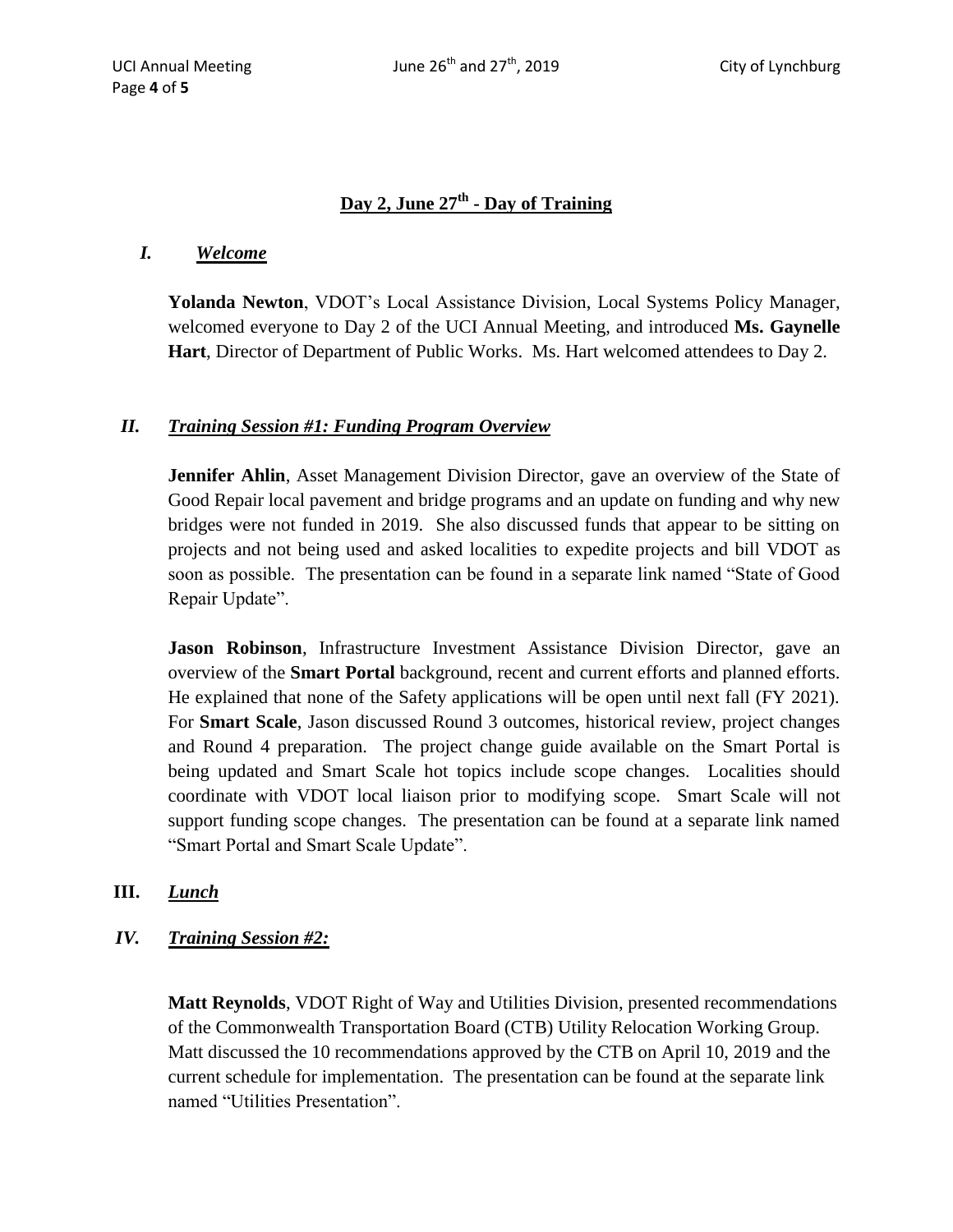## **Day 2, June 27th - Day of Training**

### *I. Welcome*

**Yolanda Newton**, VDOT's Local Assistance Division, Local Systems Policy Manager, welcomed everyone to Day 2 of the UCI Annual Meeting, and introduced **Ms. Gaynelle Hart**, Director of Department of Public Works. Ms. Hart welcomed attendees to Day 2.

### *II. Training Session #1: Funding Program Overview*

**Jennifer Ahlin**, Asset Management Division Director, gave an overview of the State of Good Repair local pavement and bridge programs and an update on funding and why new bridges were not funded in 2019. She also discussed funds that appear to be sitting on projects and not being used and asked localities to expedite projects and bill VDOT as soon as possible. The presentation can be found in a separate link named "State of Good Repair Update".

**Jason Robinson**, Infrastructure Investment Assistance Division Director, gave an overview of the **Smart Portal** background, recent and current efforts and planned efforts. He explained that none of the Safety applications will be open until next fall (FY 2021). For **Smart Scale**, Jason discussed Round 3 outcomes, historical review, project changes and Round 4 preparation. The project change guide available on the Smart Portal is being updated and Smart Scale hot topics include scope changes. Localities should coordinate with VDOT local liaison prior to modifying scope. Smart Scale will not support funding scope changes. The presentation can be found at a separate link named "Smart Portal and Smart Scale Update".

### **III.** *Lunch*

### *IV. Training Session #2:*

**Matt Reynolds**, VDOT Right of Way and Utilities Division, presented recommendations of the Commonwealth Transportation Board (CTB) Utility Relocation Working Group. Matt discussed the 10 recommendations approved by the CTB on April 10, 2019 and the current schedule for implementation. The presentation can be found at the separate link named "Utilities Presentation".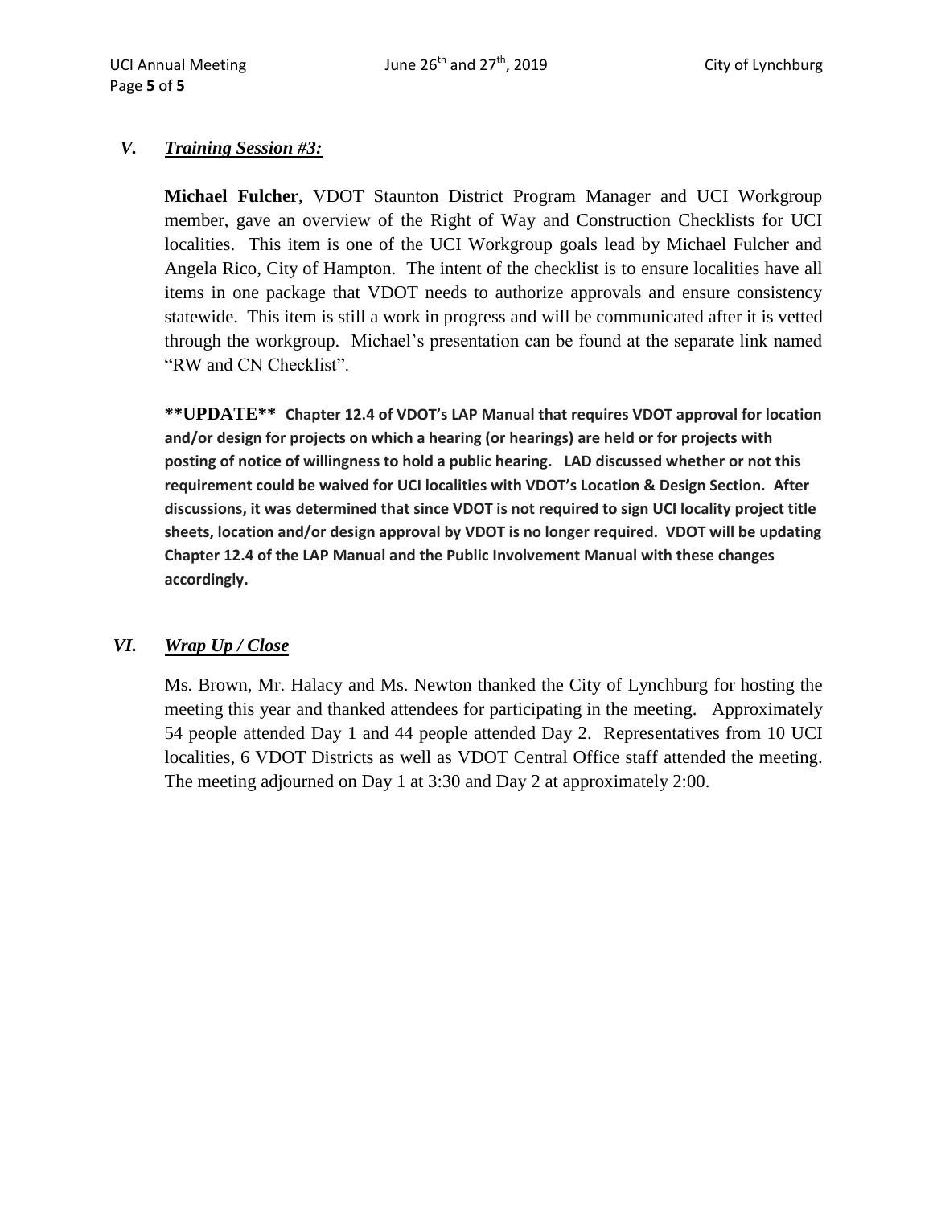## *V. Training Session #3:*

**Michael Fulcher**, VDOT Staunton District Program Manager and UCI Workgroup member, gave an overview of the Right of Way and Construction Checklists for UCI localities. This item is one of the UCI Workgroup goals lead by Michael Fulcher and Angela Rico, City of Hampton. The intent of the checklist is to ensure localities have all items in one package that VDOT needs to authorize approvals and ensure consistency statewide. This item is still a work in progress and will be communicated after it is vetted through the workgroup. Michael's presentation can be found at the separate link named "RW and CN Checklist".

**\*\*UPDATE\*\* Chapter 12.4 of VDOT's LAP Manual that requires VDOT approval for location and/or design for projects on which a hearing (or hearings) are held or for projects with posting of notice of willingness to hold a public hearing. LAD discussed whether or not this requirement could be waived for UCI localities with VDOT's Location & Design Section. After discussions, it was determined that since VDOT is not required to sign UCI locality project title sheets, location and/or design approval by VDOT is no longer required. VDOT will be updating Chapter 12.4 of the LAP Manual and the Public Involvement Manual with these changes accordingly.**

## *VI. Wrap Up / Close*

Ms. Brown, Mr. Halacy and Ms. Newton thanked the City of Lynchburg for hosting the meeting this year and thanked attendees for participating in the meeting. Approximately 54 people attended Day 1 and 44 people attended Day 2. Representatives from 10 UCI localities, 6 VDOT Districts as well as VDOT Central Office staff attended the meeting. The meeting adjourned on Day 1 at 3:30 and Day 2 at approximately 2:00.